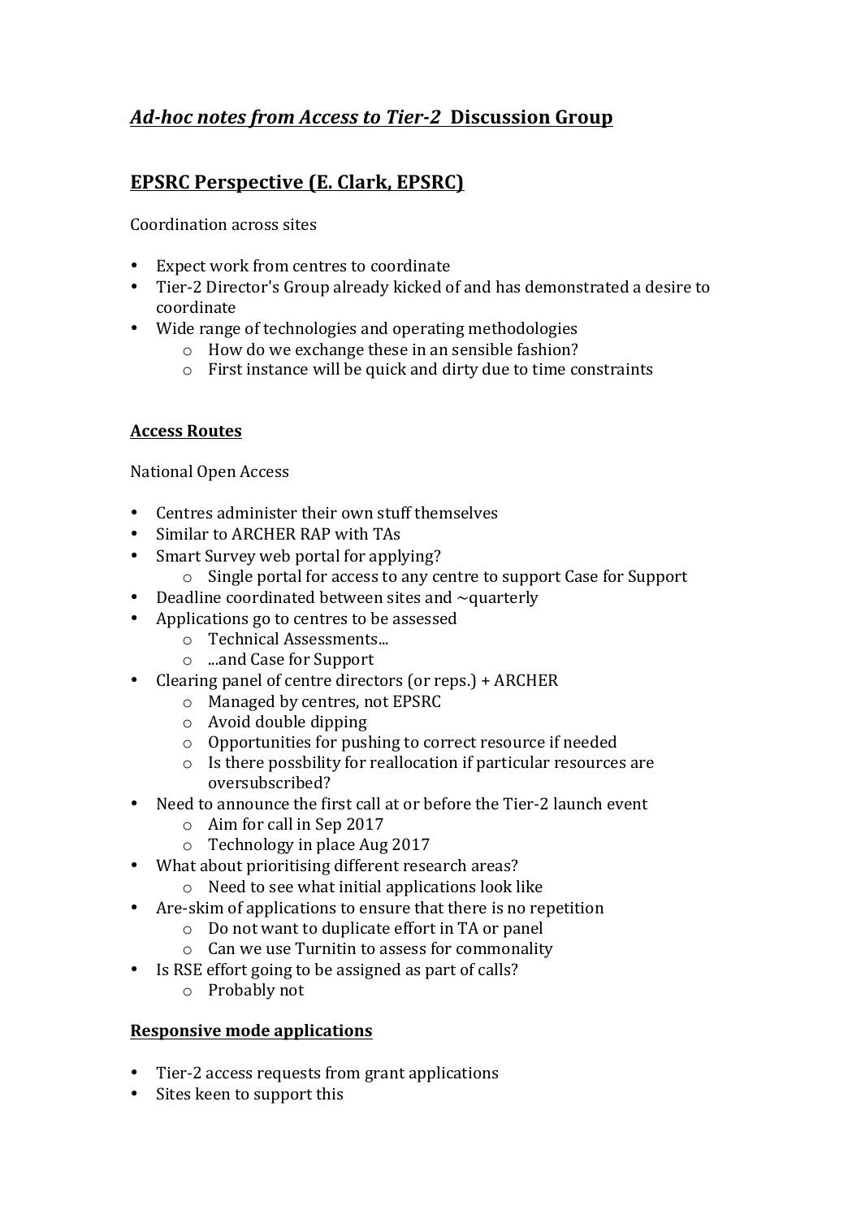# *Ad-hoc notes from Access to Tier-2* Discussion Group

## EPSRC Perspective (E. Clark, EPSRC)

Coordination across sites

- Expect work from centres to coordinate
- Tier-2 Director's Group already kicked of and has demonstrated a desire to coordinate
- Wide range of technologies and operating methodologies
    - How do we exchange these in an sensible fashion?
    - First instance will be quick and dirty due to time constraints

### Access Routes

National Open Access

- Centres administer their own stuff themselves
- Similar to ARCHER RAP with TAs
- Smart Survey web portal for applying?
    - Single portal for access to any centre to support Case for Support
- Deadline coordinated between sites and ~quarterly
- Applications go to centres to be assessed
    - Technical Assessments...
    - ...and Case for Support
- Clearing panel of centre directors (or reps.) + ARCHER
    - Managed by centres, not EPSRC
    - Avoid double dipping
    - Opportunities for pushing to correct resource if needed
    - Is there possbility for reallocation if particular resources are oversubscribed?
- Need to announce the first call at or before the Tier-2 launch event
    - Aim for call in Sep 2017
    - Technology in place Aug 2017
- What about prioritising different research areas?
    - Need to see what initial applications look like
- Are-skim of applications to ensure that there is no repetition
    - Do not want to duplicate effort in TA or panel
    - Can we use Turnitin to assess for commonality
- Is RSE effort going to be assigned as part of calls?
    - Probably not

### Responsive mode applications

- Tier-2 access requests from grant applications
- Sites keen to support this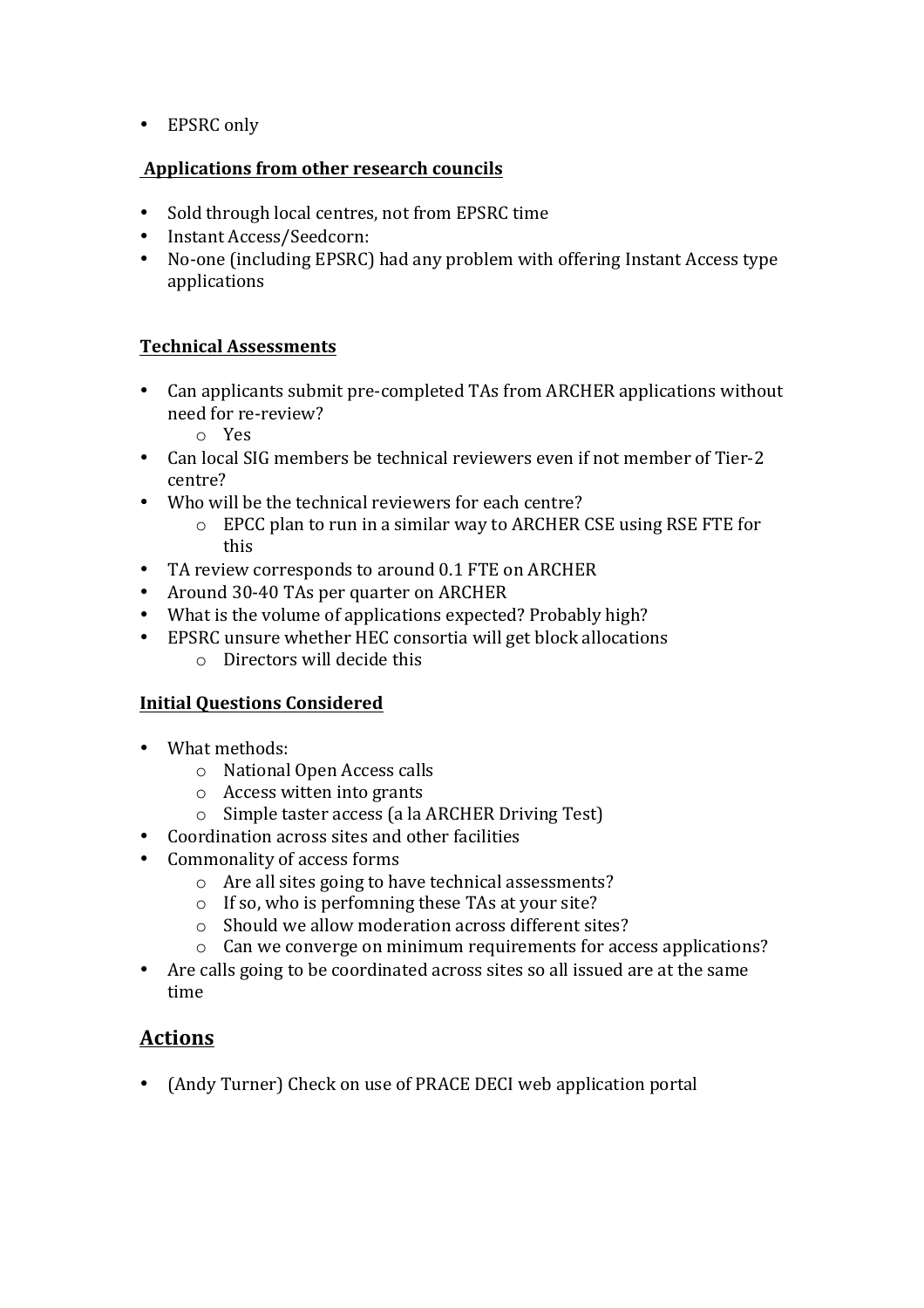- EPSRC only

**Applications from other research councils**

- Sold through local centres, not from EPSRC time
- Instant Access/Seedcorn:
- No-one (including EPSRC) had any problem with offering Instant Access type applications

**Technical Assessments**

- Can applicants submit pre-completed TAs from ARCHER applications without need for re-review?
  - Yes
- Can local SIG members be technical reviewers even if not member of Tier-2 centre?
- Who will be the technical reviewers for each centre?
  - EPCC plan to run in a similar way to ARCHER CSE using RSE FTE for this
- TA review corresponds to around 0.1 FTE on ARCHER
- Around 30-40 TAs per quarter on ARCHER
- What is the volume of applications expected? Probably high?
- EPSRC unsure whether HEC consortia will get block allocations
  - Directors will decide this

**Initial Questions Considered**

- What methods:
  - National Open Access calls
  - Access witten into grants
  - Simple taster access (a la ARCHER Driving Test)
- Coordination across sites and other facilities
- Commonality of access forms
  - Are all sites going to have technical assessments?
  - If so, who is perfomning these TAs at your site?
  - Should we allow moderation across different sites?
  - Can we converge on minimum requirements for access applications?
- Are calls going to be coordinated across sites so all issued are at the same time

## Actions

- (Andy Turner) Check on use of PRACE DECI web application portal